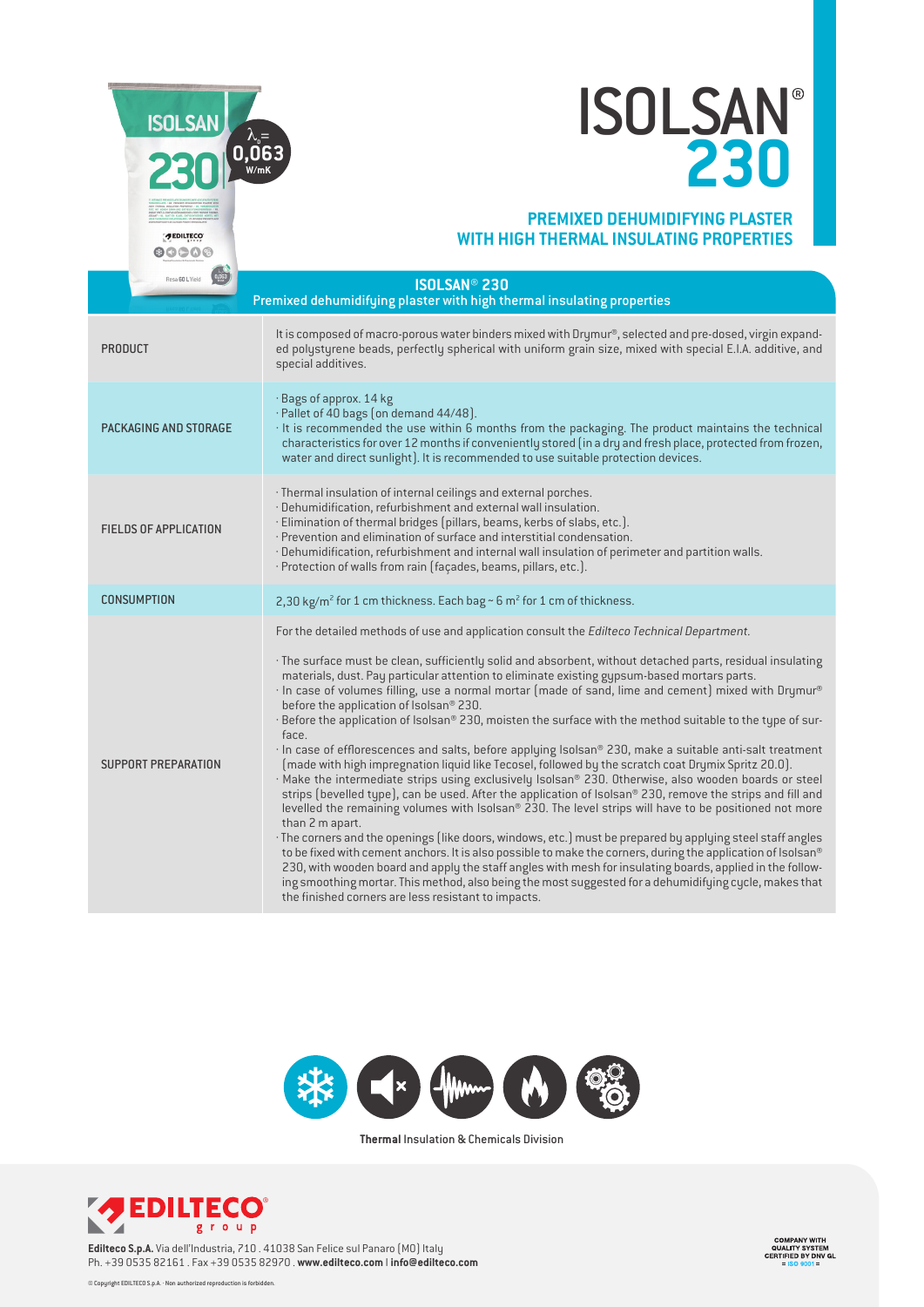# ISOLSAN® 230

## PREMIXED DEHUMIDIFYING PLASTER WITH HIGH THERMAL INSULATING PROPERTIES

| ISOLSAN® 230 — Premixed dehumidifying plaster with high thermal insulating properties | |
|---|---|
| PRODUCT | It is composed of macro-porous water binders mixed with Drymur®, selected and pre-dosed, virgin expanded polystyrene beads, perfectly spherical with uniform grain size, mixed with special E.I.A. additive, and special additives. |
| PACKAGING AND STORAGE | · Bags of approx. 14 kg<br>· Pallet of 40 bags (on demand 44/48).<br>· It is recommended the use within 6 months from the packaging. The product maintains the technical characteristics for over 12 months if conveniently stored (in a dry and fresh place, protected from frozen, water and direct sunlight). It is recommended to use suitable protection devices. |
| FIELDS OF APPLICATION | · Thermal insulation of internal ceilings and external porches.<br>· Dehumidification, refurbishment and external wall insulation.<br>· Elimination of thermal bridges (pillars, beams, kerbs of slabs, etc.).<br>· Prevention and elimination of surface and interstitial condensation.<br>· Dehumidification, refurbishment and internal wall insulation of perimeter and partition walls.<br>· Protection of walls from rain (façades, beams, pillars, etc.). |
| CONSUMPTION | 2,30 kg/m² for 1 cm thickness. Each bag ~ 6 m² for 1 cm of thickness. |
| SUPPORT PREPARATION | For the detailed methods of use and application consult the *Edilteco Technical Department.*<br><br>· The surface must be clean, sufficiently solid and absorbent, without detached parts, residual insulating materials, dust. Pay particular attention to eliminate existing gypsum-based mortars parts.<br>· In case of volumes filling, use a normal mortar (made of sand, lime and cement) mixed with Drymur® before the application of Isolsan® 230.<br>· Before the application of Isolsan® 230, moisten the surface with the method suitable to the type of surface.<br>· In case of efflorescences and salts, before applying Isolsan® 230, make a suitable anti-salt treatment (made with high impregnation liquid like Tecosel, followed by the scratch coat Drymix Spritz 20.0).<br>· Make the intermediate strips using exclusively Isolsan® 230. Otherwise, also wooden boards or steel strips (bevelled type), can be used. After the application of Isolsan® 230, remove the strips and fill and levelled the remaining volumes with Isolsan® 230. The level strips will have to be positioned not more than 2 m apart.<br>· The corners and the openings (like doors, windows, etc.) must be prepared by applying steel staff angles to be fixed with cement anchors. It is also possible to make the corners, during the application of Isolsan® 230, with wooden board and apply the staff angles with mesh for insulating boards, applied in the following smoothing mortar. This method, also being the most suggested for a dehumidifying cycle, makes that the finished corners are less resistant to impacts. |

**Thermal** Insulation & Chemicals Division

**Edilteco S.p.A.** Via dell'Industria, 710 . 41038 San Felice sul Panaro (MO) Italy
Ph. +39 0535 82161 . Fax +39 0535 82970 . **www.edilteco.com** | **info@edilteco.com**

COMPANY WITH QUALITY SYSTEM CERTIFIED BY DNV GL = ISO 9001 =

© Copyright EDILTECO S.p.A. - Non authorized reproduction is forbidden.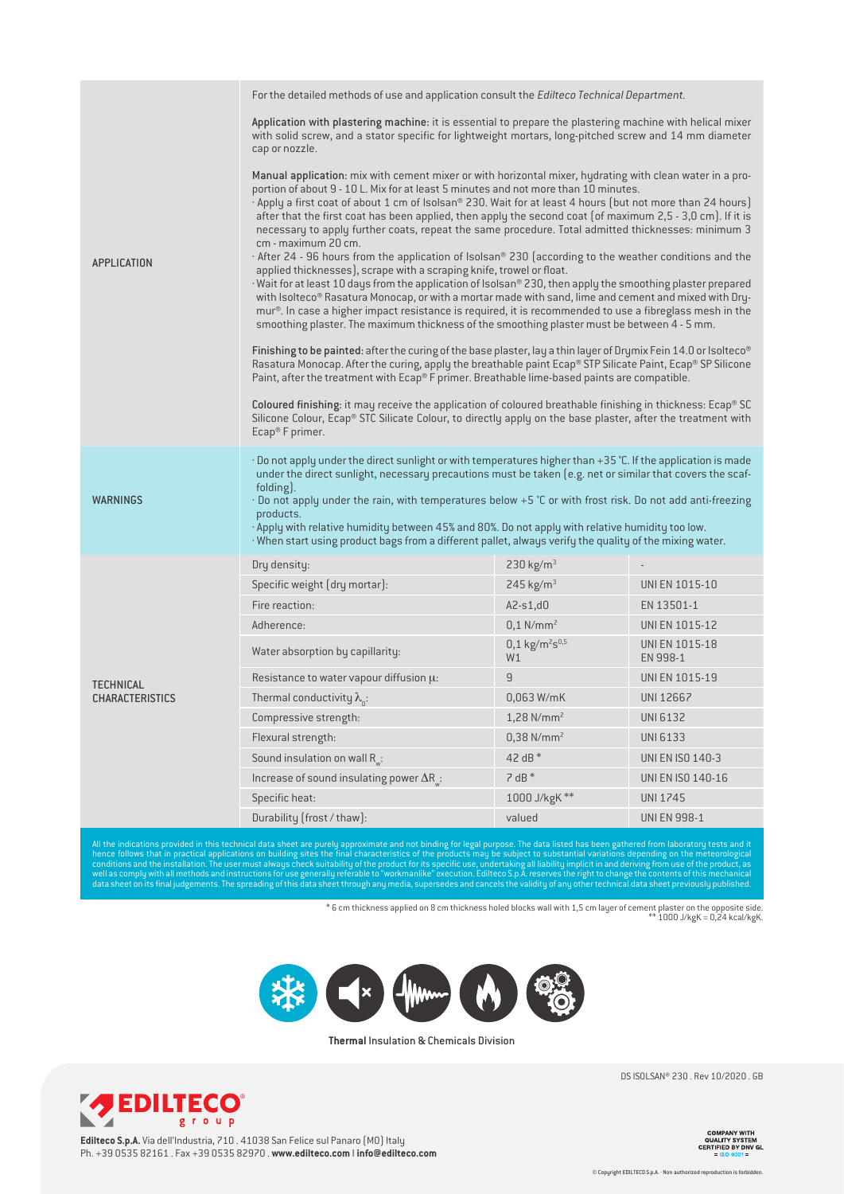| | |
|---|---|
| APPLICATION | For the detailed methods of use and application consult the *Edilteco Technical Department*.<br><br>**Application with plastering machine:** it is essential to prepare the plastering machine with helical mixer with solid screw, and a stator specific for lightweight mortars, long-pitched screw and 14 mm diameter cap or nozzle.<br><br>**Manual application:** mix with cement mixer or with horizontal mixer, hydrating with clean water in a proportion of about 9 - 10 L. Mix for at least 5 minutes and not more than 10 minutes.<br>· Apply a first coat of about 1 cm of Isolsan® 230. Wait for at least 4 hours (but not more than 24 hours) after that the first coat has been applied, then apply the second coat (of maximum 2,5 - 3,0 cm). If it is necessary to apply further coats, repeat the same procedure. Total admitted thicknesses: minimum 3 cm - maximum 20 cm.<br>· After 24 - 96 hours from the application of Isolsan® 230 (according to the weather conditions and the applied thicknesses), scrape with a scraping knife, trowel or float.<br>· Wait for at least 10 days from the application of Isolsan® 230, then apply the smoothing plaster prepared with Isolteco® Rasatura Monocap, or with a mortar made with sand, lime and cement and mixed with Drymur®. In case a higher impact resistance is required, it is recommended to use a fibreglass mesh in the smoothing plaster. The maximum thickness of the smoothing plaster must be between 4 - 5 mm.<br><br>**Finishing to be painted:** after the curing of the base plaster, lay a thin layer of Drymix Fein 14.0 or Isolteco® Rasatura Monocap. After the curing, apply the breathable paint Ecap® STP Silicate Paint, Ecap® SP Silicone Paint, after the treatment with Ecap® F primer. Breathable lime-based paints are compatible.<br><br>**Coloured finishing:** it may receive the application of coloured breathable finishing in thickness: Ecap® SC Silicone Colour, Ecap® STC Silicate Colour, to directly apply on the base plaster, after the treatment with Ecap® F primer. |
| WARNINGS | · Do not apply under the direct sunlight or with temperatures higher than +35 °C. If the application is made under the direct sunlight, necessary precautions must be taken (e.g. net or similar that covers the scaffolding).<br>· Do not apply under the rain, with temperatures below +5 °C or with frost risk. Do not add anti-freezing products.<br>· Apply with relative humidity between 45% and 80%. Do not apply with relative humidity too low.<br>· When start using product bags from a different pallet, always verify the quality of the mixing water. |

**TECHNICAL CHARACTERISTICS**

| | | |
|---|---|---|
| Dry density: | 230 kg/m³ | - |
| Specific weight (dry mortar): | 245 kg/m³ | UNI EN 1015-10 |
| Fire reaction: | A2-s1,d0 | EN 13501-1 |
| Adherence: | 0,1 N/mm² | UNI EN 1015-12 |
| Water absorption by capillarity: | 0,1 $kg/m^2s^{0,5}$ W1 | UNI EN 1015-18 EN 998-1 |
| Resistance to water vapour diffusion $\mu$: | 9 | UNI EN 1015-19 |
| Thermal conductivity $\lambda_D$: | 0,063 W/mK | UNI 12667 |
| Compressive strength: | 1,28 N/mm² | UNI 6132 |
| Flexural strength: | 0,38 N/mm² | UNI 6133 |
| Sound insulation on wall $R_w$: | 42 dB * | UNI EN ISO 140-3 |
| Increase of sound insulating power $\Delta R_w$: | 7 dB * | UNI EN ISO 140-16 |
| Specific heat: | 1000 J/kgK ** | UNI 1745 |
| Durability (frost / thaw): | valued | UNI EN 998-1 |

All the indications provided in this technical data sheet are purely approximate and not binding for legal purpose. The data listed has been gathered from laboratory tests and it hence follows that in practical applications on building sites the final characteristics of the products may be subject to substantial variations depending on the meteorological conditions and the installation. The user must always check suitability of the product for its specific use, undertaking all liability implicit in and deriving from use of the product, as well as comply with all methods and instructions for use generally referable to "workmanlike" execution. Edilteco S.p.A. reserves the right to change the contents of this mechanical data sheet on its final judgements. The spreading of this data sheet through any media, supersedes and cancels the validity of any other technical data sheet previously published.

\* 6 cm thickness applied on 8 cm thickness holed blocks wall with 1,5 cm layer of cement plaster on the opposite side.
\*\* 1000 J/kgK = 0,24 kcal/kgK.

**Thermal** Insulation & Chemicals Division

DS ISOLSAN® 230 . Rev 10/2020 . GB

EDILTECO® group

**Edilteco S.p.A.** Via dell'Industria, 710 . 41038 San Felice sul Panaro (MO) Italy
Ph. +39 0535 82161 . Fax +39 0535 82970 . **www.edilteco.com** | **info@edilteco.com**

COMPANY WITH QUALITY SYSTEM CERTIFIED BY DNV GL = ISO 9001 =

© Copyright EDILTECO S.p.A. - Non authorized reproduction is forbidden.